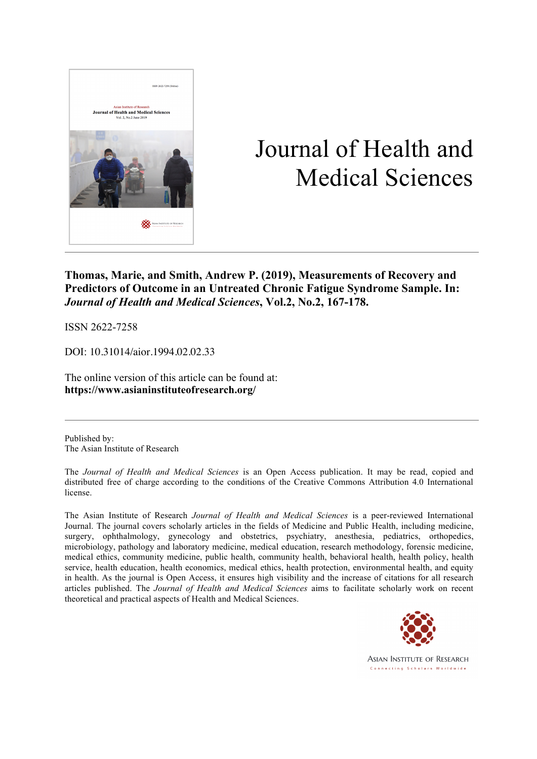# Journal of Health and Medical Sciences

**Thomas, Marie, and Smith, Andrew P. (2019), Measurements of Recovery and Predictors of Outcome in an Untreated Chronic Fatigue Syndrome Sample. In: *Journal of Health and Medical Sciences*, Vol.2, No.2, 167-178.**

ISSN 2622-7258

DOI: 10.31014/aior.1994.02.02.33

The online version of this article can be found at:
**https://www.asianinstituteofresearch.org/**

---

Published by:
The Asian Institute of Research

The *Journal of Health and Medical Sciences* is an Open Access publication. It may be read, copied and distributed free of charge according to the conditions of the Creative Commons Attribution 4.0 International license.

The Asian Institute of Research *Journal of Health and Medical Sciences* is a peer-reviewed International Journal. The journal covers scholarly articles in the fields of Medicine and Public Health, including medicine, surgery, ophthalmology, gynecology and obstetrics, psychiatry, anesthesia, pediatrics, orthopedics, microbiology, pathology and laboratory medicine, medical education, research methodology, forensic medicine, medical ethics, community medicine, public health, community health, behavioral health, health policy, health service, health education, health economics, medical ethics, health protection, environmental health, and equity in health. As the journal is Open Access, it ensures high visibility and the increase of citations for all research articles published. The *Journal of Health and Medical Sciences* aims to facilitate scholarly work on recent theoretical and practical aspects of Health and Medical Sciences.

ASIAN INSTITUTE OF RESEARCH
Connecting Scholars Worldwide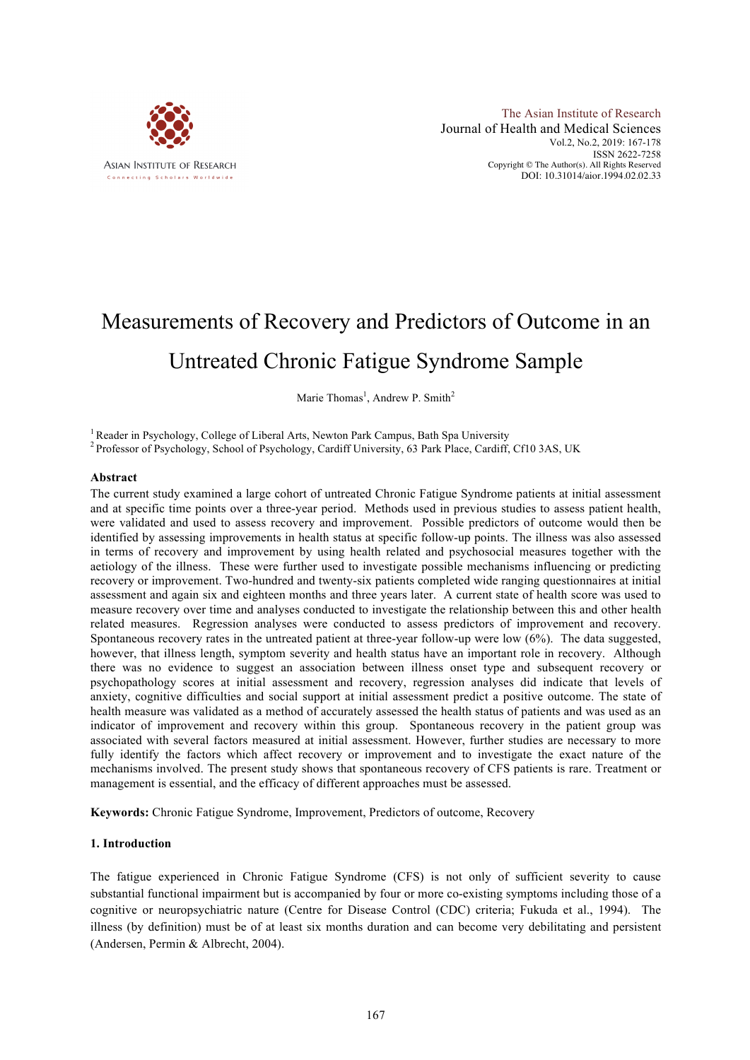# Measurements of Recovery and Predictors of Outcome in an Untreated Chronic Fatigue Syndrome Sample

Marie Thomas[1], Andrew P. Smith[2]

[1] Reader in Psychology, College of Liberal Arts, Newton Park Campus, Bath Spa University
[2] Professor of Psychology, School of Psychology, Cardiff University, 63 Park Place, Cardiff, Cf10 3AS, UK

**Abstract**

The current study examined a large cohort of untreated Chronic Fatigue Syndrome patients at initial assessment and at specific time points over a three-year period. Methods used in previous studies to assess patient health, were validated and used to assess recovery and improvement. Possible predictors of outcome would then be identified by assessing improvements in health status at specific follow-up points. The illness was also assessed in terms of recovery and improvement by using health related and psychosocial measures together with the aetiology of the illness. These were further used to investigate possible mechanisms influencing or predicting recovery or improvement. Two-hundred and twenty-six patients completed wide ranging questionnaires at initial assessment and again six and eighteen months and three years later. A current state of health score was used to measure recovery over time and analyses conducted to investigate the relationship between this and other health related measures. Regression analyses were conducted to assess predictors of improvement and recovery. Spontaneous recovery rates in the untreated patient at three-year follow-up were low (6%). The data suggested, however, that illness length, symptom severity and health status have an important role in recovery. Although there was no evidence to suggest an association between illness onset type and subsequent recovery or psychopathology scores at initial assessment and recovery, regression analyses did indicate that levels of anxiety, cognitive difficulties and social support at initial assessment predict a positive outcome. The state of health measure was validated as a method of accurately assessed the health status of patients and was used as an indicator of improvement and recovery within this group. Spontaneous recovery in the patient group was associated with several factors measured at initial assessment. However, further studies are necessary to more fully identify the factors which affect recovery or improvement and to investigate the exact nature of the mechanisms involved. The present study shows that spontaneous recovery of CFS patients is rare. Treatment or management is essential, and the efficacy of different approaches must be assessed.

**Keywords:** Chronic Fatigue Syndrome, Improvement, Predictors of outcome, Recovery

## 1. Introduction

The fatigue experienced in Chronic Fatigue Syndrome (CFS) is not only of sufficient severity to cause substantial functional impairment but is accompanied by four or more co-existing symptoms including those of a cognitive or neuropsychiatric nature (Centre for Disease Control (CDC) criteria; Fukuda et al., 1994). The illness (by definition) must be of at least six months duration and can become very debilitating and persistent (Andersen, Permin & Albrecht, 2004).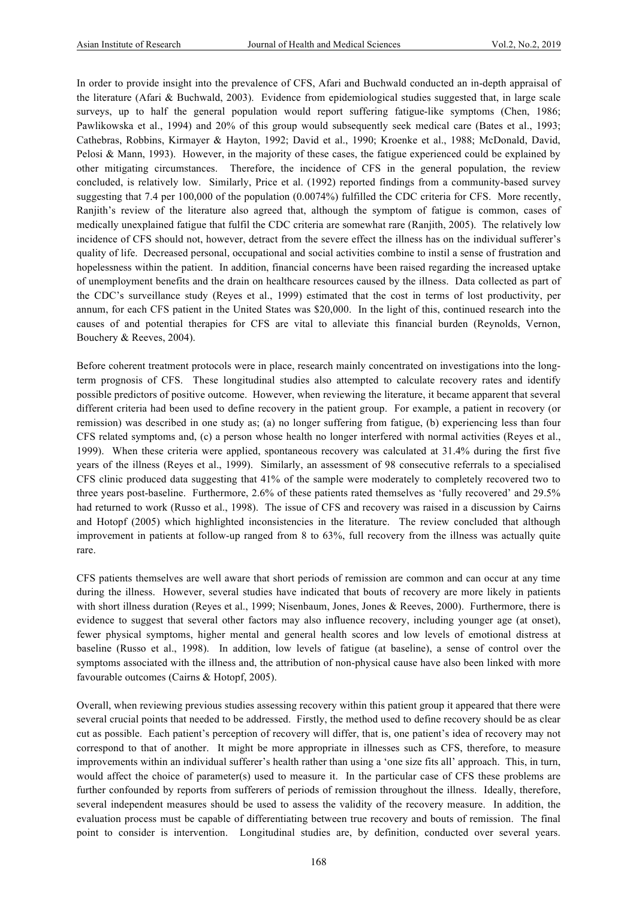In order to provide insight into the prevalence of CFS, Afari and Buchwald conducted an in-depth appraisal of the literature (Afari & Buchwald, 2003). Evidence from epidemiological studies suggested that, in large scale surveys, up to half the general population would report suffering fatigue-like symptoms (Chen, 1986; Pawlikowska et al., 1994) and 20% of this group would subsequently seek medical care (Bates et al., 1993; Cathebras, Robbins, Kirmayer & Hayton, 1992; David et al., 1990; Kroenke et al., 1988; McDonald, David, Pelosi & Mann, 1993). However, in the majority of these cases, the fatigue experienced could be explained by other mitigating circumstances. Therefore, the incidence of CFS in the general population, the review concluded, is relatively low. Similarly, Price et al. (1992) reported findings from a community-based survey suggesting that 7.4 per 100,000 of the population (0.0074%) fulfilled the CDC criteria for CFS. More recently, Ranjith's review of the literature also agreed that, although the symptom of fatigue is common, cases of medically unexplained fatigue that fulfil the CDC criteria are somewhat rare (Ranjith, 2005). The relatively low incidence of CFS should not, however, detract from the severe effect the illness has on the individual sufferer's quality of life. Decreased personal, occupational and social activities combine to instil a sense of frustration and hopelessness within the patient. In addition, financial concerns have been raised regarding the increased uptake of unemployment benefits and the drain on healthcare resources caused by the illness. Data collected as part of the CDC's surveillance study (Reyes et al., 1999) estimated that the cost in terms of lost productivity, per annum, for each CFS patient in the United States was $20,000. In the light of this, continued research into the causes of and potential therapies for CFS are vital to alleviate this financial burden (Reynolds, Vernon, Bouchery & Reeves, 2004).

Before coherent treatment protocols were in place, research mainly concentrated on investigations into the long-term prognosis of CFS. These longitudinal studies also attempted to calculate recovery rates and identify possible predictors of positive outcome. However, when reviewing the literature, it became apparent that several different criteria had been used to define recovery in the patient group. For example, a patient in recovery (or remission) was described in one study as; (a) no longer suffering from fatigue, (b) experiencing less than four CFS related symptoms and, (c) a person whose health no longer interfered with normal activities (Reyes et al., 1999). When these criteria were applied, spontaneous recovery was calculated at 31.4% during the first five years of the illness (Reyes et al., 1999). Similarly, an assessment of 98 consecutive referrals to a specialised CFS clinic produced data suggesting that 41% of the sample were moderately to completely recovered two to three years post-baseline. Furthermore, 2.6% of these patients rated themselves as 'fully recovered' and 29.5% had returned to work (Russo et al., 1998). The issue of CFS and recovery was raised in a discussion by Cairns and Hotopf (2005) which highlighted inconsistencies in the literature. The review concluded that although improvement in patients at follow-up ranged from 8 to 63%, full recovery from the illness was actually quite rare.

CFS patients themselves are well aware that short periods of remission are common and can occur at any time during the illness. However, several studies have indicated that bouts of recovery are more likely in patients with short illness duration (Reyes et al., 1999; Nisenbaum, Jones, Jones & Reeves, 2000). Furthermore, there is evidence to suggest that several other factors may also influence recovery, including younger age (at onset), fewer physical symptoms, higher mental and general health scores and low levels of emotional distress at baseline (Russo et al., 1998). In addition, low levels of fatigue (at baseline), a sense of control over the symptoms associated with the illness and, the attribution of non-physical cause have also been linked with more favourable outcomes (Cairns & Hotopf, 2005).

Overall, when reviewing previous studies assessing recovery within this patient group it appeared that there were several crucial points that needed to be addressed. Firstly, the method used to define recovery should be as clear cut as possible. Each patient's perception of recovery will differ, that is, one patient's idea of recovery may not correspond to that of another. It might be more appropriate in illnesses such as CFS, therefore, to measure improvements within an individual sufferer's health rather than using a 'one size fits all' approach. This, in turn, would affect the choice of parameter(s) used to measure it. In the particular case of CFS these problems are further confounded by reports from sufferers of periods of remission throughout the illness. Ideally, therefore, several independent measures should be used to assess the validity of the recovery measure. In addition, the evaluation process must be capable of differentiating between true recovery and bouts of remission. The final point to consider is intervention. Longitudinal studies are, by definition, conducted over several years.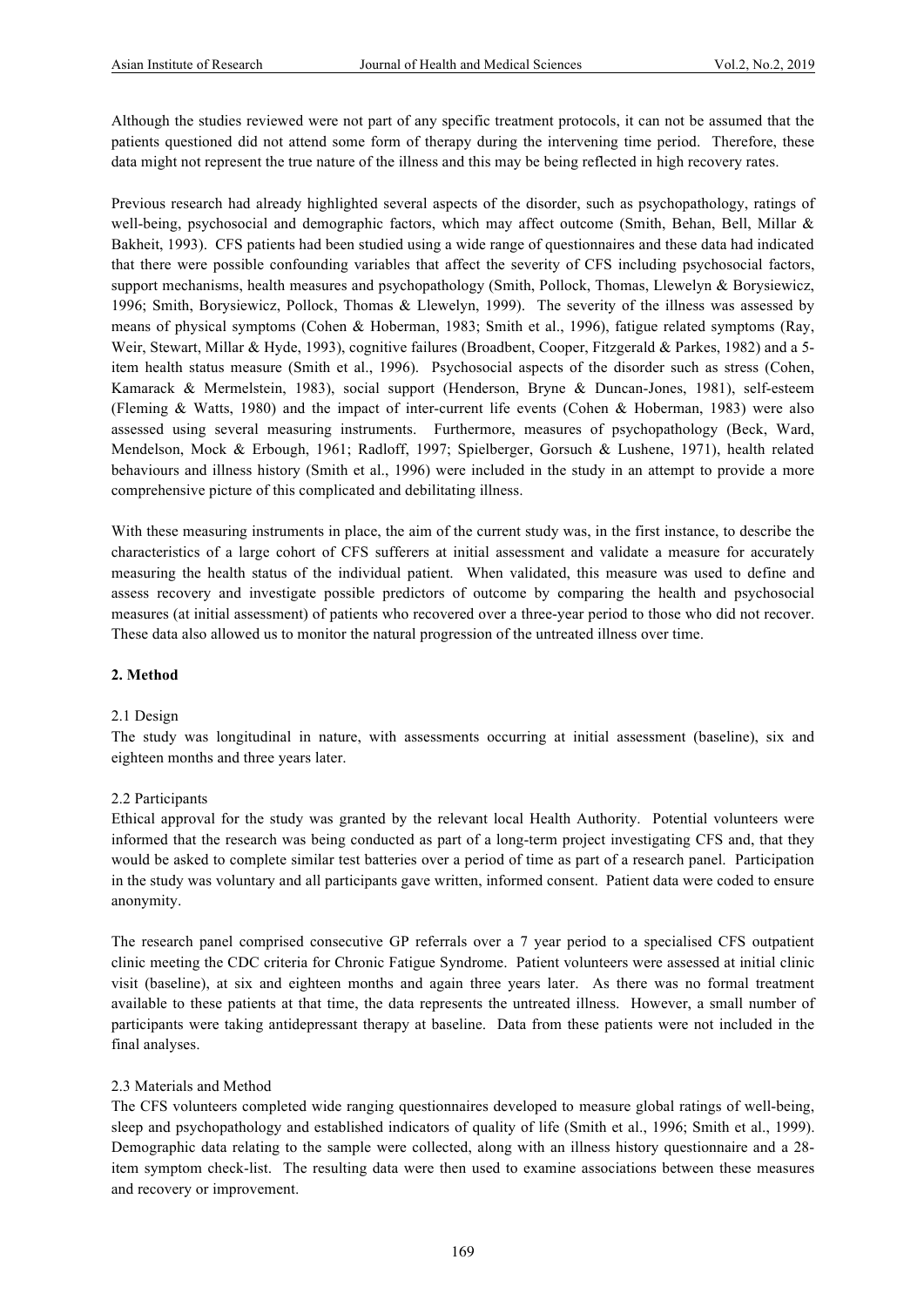Although the studies reviewed were not part of any specific treatment protocols, it can not be assumed that the patients questioned did not attend some form of therapy during the intervening time period. Therefore, these data might not represent the true nature of the illness and this may be being reflected in high recovery rates.

Previous research had already highlighted several aspects of the disorder, such as psychopathology, ratings of well-being, psychosocial and demographic factors, which may affect outcome (Smith, Behan, Bell, Millar & Bakheit, 1993). CFS patients had been studied using a wide range of questionnaires and these data had indicated that there were possible confounding variables that affect the severity of CFS including psychosocial factors, support mechanisms, health measures and psychopathology (Smith, Pollock, Thomas, Llewelyn & Borysiewicz, 1996; Smith, Borysiewicz, Pollock, Thomas & Llewelyn, 1999). The severity of the illness was assessed by means of physical symptoms (Cohen & Hoberman, 1983; Smith et al., 1996), fatigue related symptoms (Ray, Weir, Stewart, Millar & Hyde, 1993), cognitive failures (Broadbent, Cooper, Fitzgerald & Parkes, 1982) and a 5-item health status measure (Smith et al., 1996). Psychosocial aspects of the disorder such as stress (Cohen, Kamarack & Mermelstein, 1983), social support (Henderson, Bryne & Duncan-Jones, 1981), self-esteem (Fleming & Watts, 1980) and the impact of inter-current life events (Cohen & Hoberman, 1983) were also assessed using several measuring instruments. Furthermore, measures of psychopathology (Beck, Ward, Mendelson, Mock & Erbough, 1961; Radloff, 1997; Spielberger, Gorsuch & Lushene, 1971), health related behaviours and illness history (Smith et al., 1996) were included in the study in an attempt to provide a more comprehensive picture of this complicated and debilitating illness.

With these measuring instruments in place, the aim of the current study was, in the first instance, to describe the characteristics of a large cohort of CFS sufferers at initial assessment and validate a measure for accurately measuring the health status of the individual patient. When validated, this measure was used to define and assess recovery and investigate possible predictors of outcome by comparing the health and psychosocial measures (at initial assessment) of patients who recovered over a three-year period to those who did not recover. These data also allowed us to monitor the natural progression of the untreated illness over time.

## 2. Method

### 2.1 Design

The study was longitudinal in nature, with assessments occurring at initial assessment (baseline), six and eighteen months and three years later.

### 2.2 Participants

Ethical approval for the study was granted by the relevant local Health Authority. Potential volunteers were informed that the research was being conducted as part of a long-term project investigating CFS and, that they would be asked to complete similar test batteries over a period of time as part of a research panel. Participation in the study was voluntary and all participants gave written, informed consent. Patient data were coded to ensure anonymity.

The research panel comprised consecutive GP referrals over a 7 year period to a specialised CFS outpatient clinic meeting the CDC criteria for Chronic Fatigue Syndrome. Patient volunteers were assessed at initial clinic visit (baseline), at six and eighteen months and again three years later. As there was no formal treatment available to these patients at that time, the data represents the untreated illness. However, a small number of participants were taking antidepressant therapy at baseline. Data from these patients were not included in the final analyses.

### 2.3 Materials and Method

The CFS volunteers completed wide ranging questionnaires developed to measure global ratings of well-being, sleep and psychopathology and established indicators of quality of life (Smith et al., 1996; Smith et al., 1999). Demographic data relating to the sample were collected, along with an illness history questionnaire and a 28-item symptom check-list. The resulting data were then used to examine associations between these measures and recovery or improvement.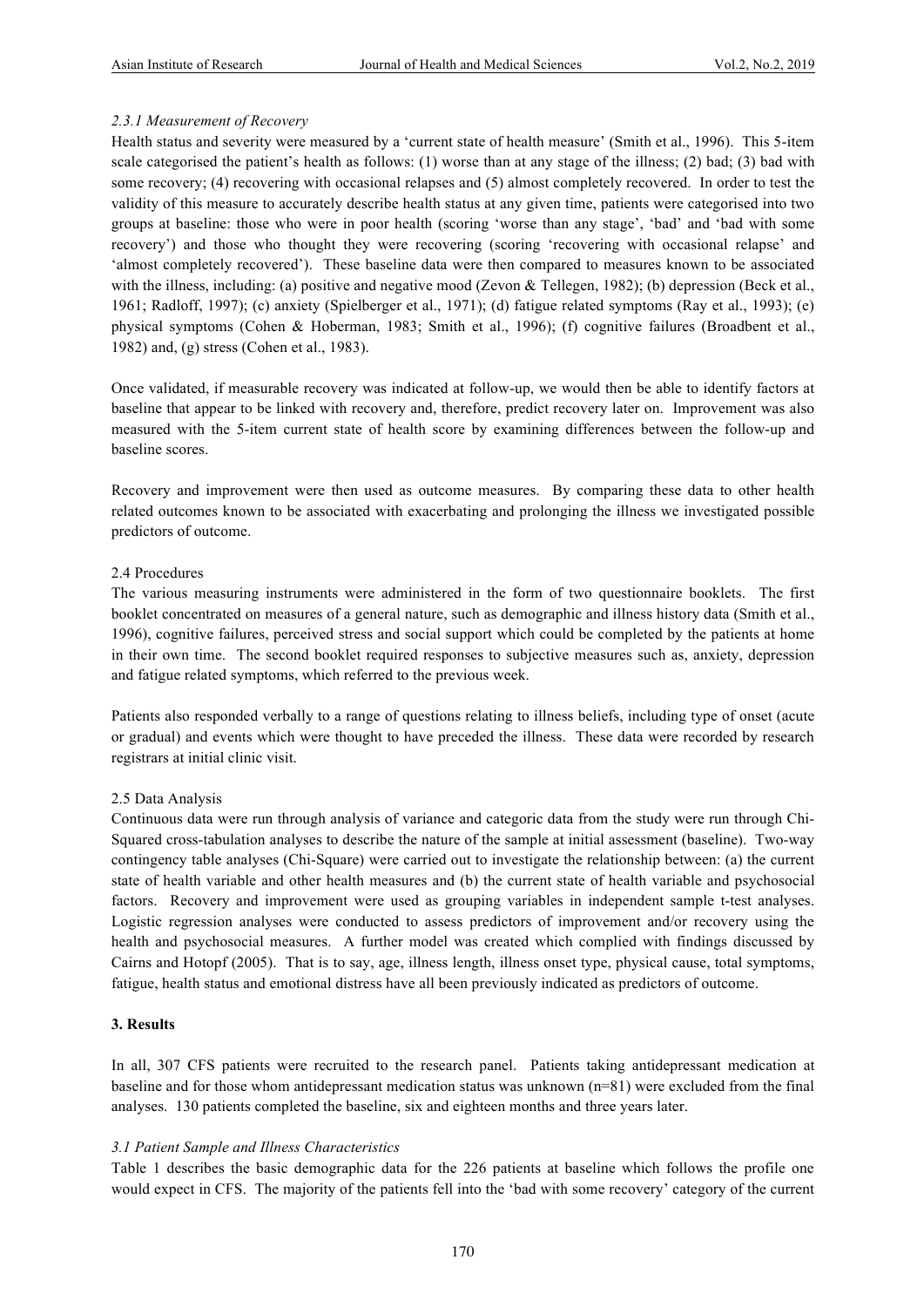### *2.3.1 Measurement of Recovery*

Health status and severity were measured by a 'current state of health measure' (Smith et al., 1996). This 5-item scale categorised the patient's health as follows: (1) worse than at any stage of the illness; (2) bad; (3) bad with some recovery; (4) recovering with occasional relapses and (5) almost completely recovered. In order to test the validity of this measure to accurately describe health status at any given time, patients were categorised into two groups at baseline: those who were in poor health (scoring 'worse than any stage', 'bad' and 'bad with some recovery') and those who thought they were recovering (scoring 'recovering with occasional relapse' and 'almost completely recovered'). These baseline data were then compared to measures known to be associated with the illness, including: (a) positive and negative mood (Zevon & Tellegen, 1982); (b) depression (Beck et al., 1961; Radloff, 1997); (c) anxiety (Spielberger et al., 1971); (d) fatigue related symptoms (Ray et al., 1993); (e) physical symptoms (Cohen & Hoberman, 1983; Smith et al., 1996); (f) cognitive failures (Broadbent et al., 1982) and, (g) stress (Cohen et al., 1983).

Once validated, if measurable recovery was indicated at follow-up, we would then be able to identify factors at baseline that appear to be linked with recovery and, therefore, predict recovery later on. Improvement was also measured with the 5-item current state of health score by examining differences between the follow-up and baseline scores.

Recovery and improvement were then used as outcome measures. By comparing these data to other health related outcomes known to be associated with exacerbating and prolonging the illness we investigated possible predictors of outcome.

## 2.4 Procedures

The various measuring instruments were administered in the form of two questionnaire booklets. The first booklet concentrated on measures of a general nature, such as demographic and illness history data (Smith et al., 1996), cognitive failures, perceived stress and social support which could be completed by the patients at home in their own time. The second booklet required responses to subjective measures such as, anxiety, depression and fatigue related symptoms, which referred to the previous week.

Patients also responded verbally to a range of questions relating to illness beliefs, including type of onset (acute or gradual) and events which were thought to have preceded the illness. These data were recorded by research registrars at initial clinic visit.

## 2.5 Data Analysis

Continuous data were run through analysis of variance and categoric data from the study were run through Chi-Squared cross-tabulation analyses to describe the nature of the sample at initial assessment (baseline). Two-way contingency table analyses (Chi-Square) were carried out to investigate the relationship between: (a) the current state of health variable and other health measures and (b) the current state of health variable and psychosocial factors. Recovery and improvement were used as grouping variables in independent sample t-test analyses. Logistic regression analyses were conducted to assess predictors of improvement and/or recovery using the health and psychosocial measures. A further model was created which complied with findings discussed by Cairns and Hotopf (2005). That is to say, age, illness length, illness onset type, physical cause, total symptoms, fatigue, health status and emotional distress have all been previously indicated as predictors of outcome.

# 3. Results

In all, 307 CFS patients were recruited to the research panel. Patients taking antidepressant medication at baseline and for those whom antidepressant medication status was unknown (n=81) were excluded from the final analyses. 130 patients completed the baseline, six and eighteen months and three years later.

### *3.1 Patient Sample and Illness Characteristics*

Table 1 describes the basic demographic data for the 226 patients at baseline which follows the profile one would expect in CFS. The majority of the patients fell into the 'bad with some recovery' category of the current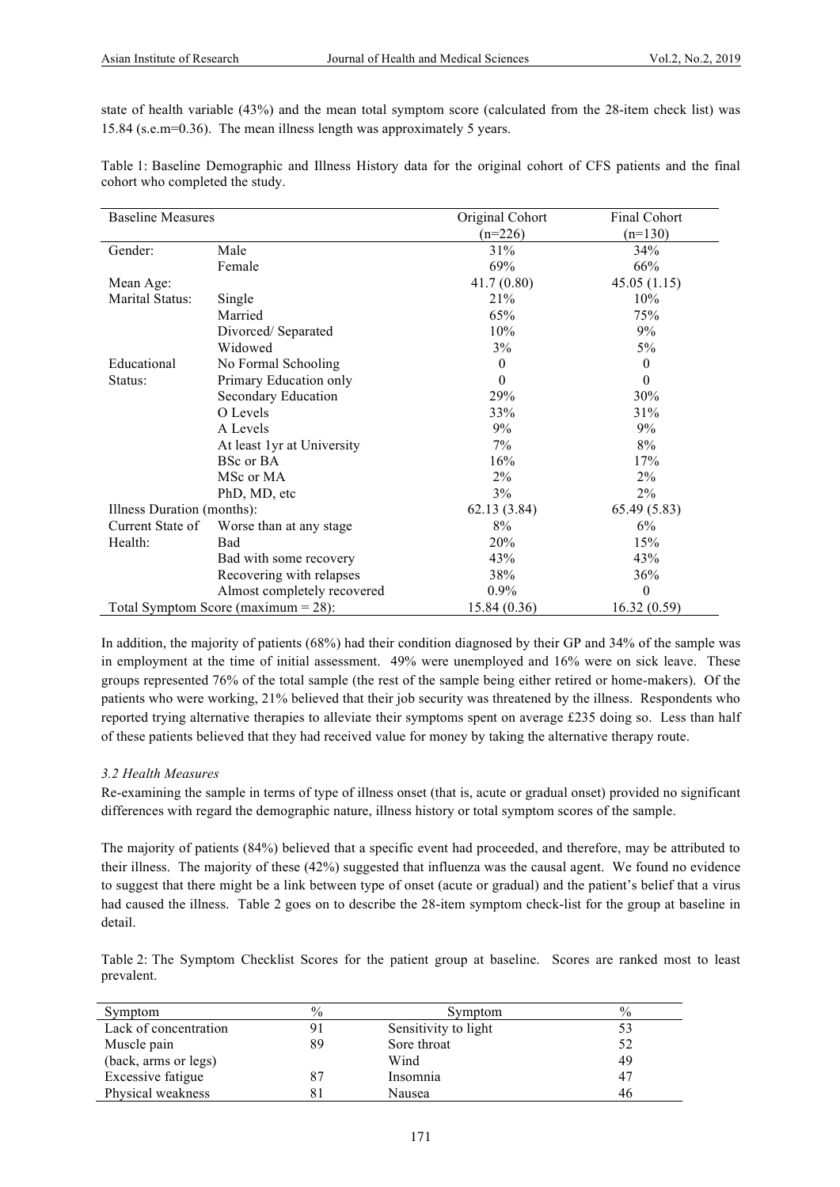state of health variable (43%) and the mean total symptom score (calculated from the 28-item check list) was 15.84 (s.e.m=0.36). The mean illness length was approximately 5 years.

Table 1: Baseline Demographic and Illness History data for the original cohort of CFS patients and the final cohort who completed the study.

| Baseline Measures | | Original Cohort (n=226) | Final Cohort (n=130) |
|---|---|---|---|
| Gender: | Male | 31% | 34% |
| | Female | 69% | 66% |
| Mean Age: | | 41.7 (0.80) | 45.05 (1.15) |
| Marital Status: | Single | 21% | 10% |
| | Married | 65% | 75% |
| | Divorced/ Separated | 10% | 9% |
| | Widowed | 3% | 5% |
| Educational Status: | No Formal Schooling | 0 | 0 |
| | Primary Education only | 0 | 0 |
| | Secondary Education | 29% | 30% |
| | O Levels | 33% | 31% |
| | A Levels | 9% | 9% |
| | At least 1yr at University | 7% | 8% |
| | BSc or BA | 16% | 17% |
| | MSc or MA | 2% | 2% |
| | PhD, MD, etc | 3% | 2% |
| Illness Duration (months): | | 62.13 (3.84) | 65.49 (5.83) |
| Current State of Health: | Worse than at any stage | 8% | 6% |
| | Bad | 20% | 15% |
| | Bad with some recovery | 43% | 43% |
| | Recovering with relapses | 38% | 36% |
| | Almost completely recovered | 0.9% | 0 |
| Total Symptom Score (maximum = 28): | | 15.84 (0.36) | 16.32 (0.59) |

In addition, the majority of patients (68%) had their condition diagnosed by their GP and 34% of the sample was in employment at the time of initial assessment. 49% were unemployed and 16% were on sick leave. These groups represented 76% of the total sample (the rest of the sample being either retired or home-makers). Of the patients who were working, 21% believed that their job security was threatened by the illness. Respondents who reported trying alternative therapies to alleviate their symptoms spent on average £235 doing so. Less than half of these patients believed that they had received value for money by taking the alternative therapy route.

### *3.2 Health Measures*

Re-examining the sample in terms of type of illness onset (that is, acute or gradual onset) provided no significant differences with regard the demographic nature, illness history or total symptom scores of the sample.

The majority of patients (84%) believed that a specific event had proceeded, and therefore, may be attributed to their illness. The majority of these (42%) suggested that influenza was the causal agent. We found no evidence to suggest that there might be a link between type of onset (acute or gradual) and the patient's belief that a virus had caused the illness. Table 2 goes on to describe the 28-item symptom check-list for the group at baseline in detail.

Table 2: The Symptom Checklist Scores for the patient group at baseline. Scores are ranked most to least prevalent.

| Symptom | % | Symptom | % |
|---|---|---|---|
| Lack of concentration | 91 | Sensitivity to light | 53 |
| Muscle pain (back, arms or legs) | 89 | Sore throat | 52 |
| | | Wind | 49 |
| Excessive fatigue | 87 | Insomnia | 47 |
| Physical weakness | 81 | Nausea | 46 |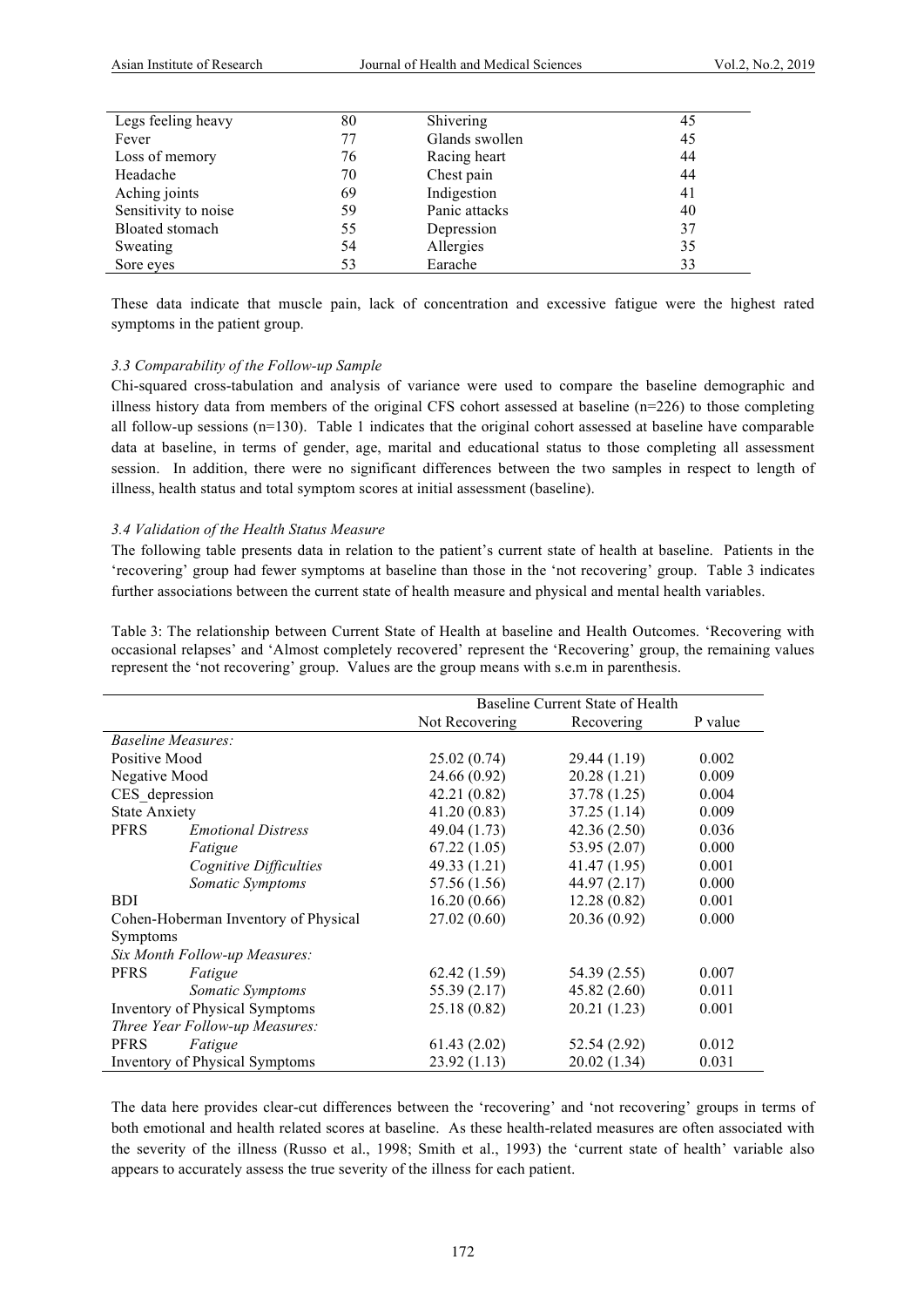| | | | |
|---|---|---|---|
| Legs feeling heavy | 80 | Shivering | 45 |
| Fever | 77 | Glands swollen | 45 |
| Loss of memory | 76 | Racing heart | 44 |
| Headache | 70 | Chest pain | 44 |
| Aching joints | 69 | Indigestion | 41 |
| Sensitivity to noise | 59 | Panic attacks | 40 |
| Bloated stomach | 55 | Depression | 37 |
| Sweating | 54 | Allergies | 35 |
| Sore eyes | 53 | Earache | 33 |

These data indicate that muscle pain, lack of concentration and excessive fatigue were the highest rated symptoms in the patient group.

### *3.3 Comparability of the Follow-up Sample*

Chi-squared cross-tabulation and analysis of variance were used to compare the baseline demographic and illness history data from members of the original CFS cohort assessed at baseline (n=226) to those completing all follow-up sessions (n=130). Table 1 indicates that the original cohort assessed at baseline have comparable data at baseline, in terms of gender, age, marital and educational status to those completing all assessment session. In addition, there were no significant differences between the two samples in respect to length of illness, health status and total symptom scores at initial assessment (baseline).

### *3.4 Validation of the Health Status Measure*

The following table presents data in relation to the patient's current state of health at baseline. Patients in the 'recovering' group had fewer symptoms at baseline than those in the 'not recovering' group. Table 3 indicates further associations between the current state of health measure and physical and mental health variables.

Table 3: The relationship between Current State of Health at baseline and Health Outcomes. 'Recovering with occasional relapses' and 'Almost completely recovered' represent the 'Recovering' group, the remaining values represent the 'not recovering' group. Values are the group means with s.e.m in parenthesis.

| | | Baseline Current State of Health | | |
|---|---|---|---|---|
| | | Not Recovering | Recovering | P value |
| *Baseline Measures:* | | | | |
| Positive Mood | | 25.02 (0.74) | 29.44 (1.19) | 0.002 |
| Negative Mood | | 24.66 (0.92) | 20.28 (1.21) | 0.009 |
| CES_depression | | 42.21 (0.82) | 37.78 (1.25) | 0.004 |
| State Anxiety | | 41.20 (0.83) | 37.25 (1.14) | 0.009 |
| PFRS | *Emotional Distress* | 49.04 (1.73) | 42.36 (2.50) | 0.036 |
| | *Fatigue* | 67.22 (1.05) | 53.95 (2.07) | 0.000 |
| | *Cognitive Difficulties* | 49.33 (1.21) | 41.47 (1.95) | 0.001 |
| | *Somatic Symptoms* | 57.56 (1.56) | 44.97 (2.17) | 0.000 |
| BDI | | 16.20 (0.66) | 12.28 (0.82) | 0.001 |
| Cohen-Hoberman Inventory of Physical Symptoms | | 27.02 (0.60) | 20.36 (0.92) | 0.000 |
| *Six Month Follow-up Measures:* | | | | |
| PFRS | *Fatigue* | 62.42 (1.59) | 54.39 (2.55) | 0.007 |
| | *Somatic Symptoms* | 55.39 (2.17) | 45.82 (2.60) | 0.011 |
| Inventory of Physical Symptoms | | 25.18 (0.82) | 20.21 (1.23) | 0.001 |
| *Three Year Follow-up Measures:* | | | | |
| PFRS | *Fatigue* | 61.43 (2.02) | 52.54 (2.92) | 0.012 |
| Inventory of Physical Symptoms | | 23.92 (1.13) | 20.02 (1.34) | 0.031 |

The data here provides clear-cut differences between the 'recovering' and 'not recovering' groups in terms of both emotional and health related scores at baseline. As these health-related measures are often associated with the severity of the illness (Russo et al., 1998; Smith et al., 1993) the 'current state of health' variable also appears to accurately assess the true severity of the illness for each patient.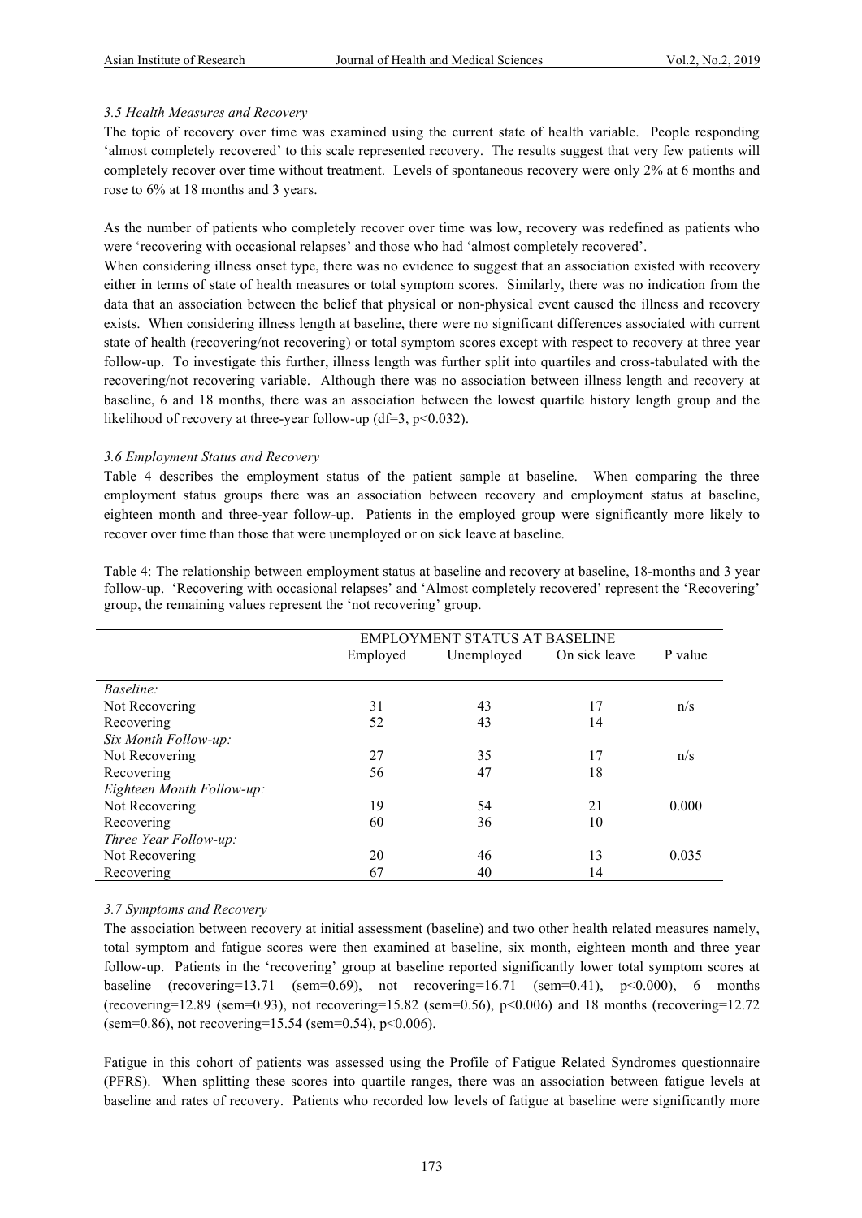### *3.5 Health Measures and Recovery*

The topic of recovery over time was examined using the current state of health variable. People responding 'almost completely recovered' to this scale represented recovery. The results suggest that very few patients will completely recover over time without treatment. Levels of spontaneous recovery were only 2% at 6 months and rose to 6% at 18 months and 3 years.

As the number of patients who completely recover over time was low, recovery was redefined as patients who were 'recovering with occasional relapses' and those who had 'almost completely recovered'.

When considering illness onset type, there was no evidence to suggest that an association existed with recovery either in terms of state of health measures or total symptom scores. Similarly, there was no indication from the data that an association between the belief that physical or non-physical event caused the illness and recovery exists. When considering illness length at baseline, there were no significant differences associated with current state of health (recovering/not recovering) or total symptom scores except with respect to recovery at three year follow-up. To investigate this further, illness length was further split into quartiles and cross-tabulated with the recovering/not recovering variable. Although there was no association between illness length and recovery at baseline, 6 and 18 months, there was an association between the lowest quartile history length group and the likelihood of recovery at three-year follow-up ($df=3$, $p<0.032$).

### *3.6 Employment Status and Recovery*

Table 4 describes the employment status of the patient sample at baseline. When comparing the three employment status groups there was an association between recovery and employment status at baseline, eighteen month and three-year follow-up. Patients in the employed group were significantly more likely to recover over time than those that were unemployed or on sick leave at baseline.

Table 4: The relationship between employment status at baseline and recovery at baseline, 18-months and 3 year follow-up. 'Recovering with occasional relapses' and 'Almost completely recovered' represent the 'Recovering' group, the remaining values represent the 'not recovering' group.

| | EMPLOYMENT STATUS AT BASELINE | | | |
|---|---|---|---|---|
| | Employed | Unemployed | On sick leave | P value |
| *Baseline:* | | | | |
| Not Recovering | 31 | 43 | 17 | n/s |
| Recovering | 52 | 43 | 14 | |
| *Six Month Follow-up:* | | | | |
| Not Recovering | 27 | 35 | 17 | n/s |
| Recovering | 56 | 47 | 18 | |
| *Eighteen Month Follow-up:* | | | | |
| Not Recovering | 19 | 54 | 21 | 0.000 |
| Recovering | 60 | 36 | 10 | |
| *Three Year Follow-up:* | | | | |
| Not Recovering | 20 | 46 | 13 | 0.035 |
| Recovering | 67 | 40 | 14 | |

### *3.7 Symptoms and Recovery*

The association between recovery at initial assessment (baseline) and two other health related measures namely, total symptom and fatigue scores were then examined at baseline, six month, eighteen month and three year follow-up. Patients in the 'recovering' group at baseline reported significantly lower total symptom scores at baseline (recovering=13.71 (sem=0.69), not recovering=16.71 (sem=0.41), $p<0.000$), 6 months (recovering=12.89 (sem=0.93), not recovering=15.82 (sem=0.56), $p<0.006$) and 18 months (recovering=12.72 (sem=0.86), not recovering=15.54 (sem=0.54), $p<0.006$).

Fatigue in this cohort of patients was assessed using the Profile of Fatigue Related Syndromes questionnaire (PFRS). When splitting these scores into quartile ranges, there was an association between fatigue levels at baseline and rates of recovery. Patients who recorded low levels of fatigue at baseline were significantly more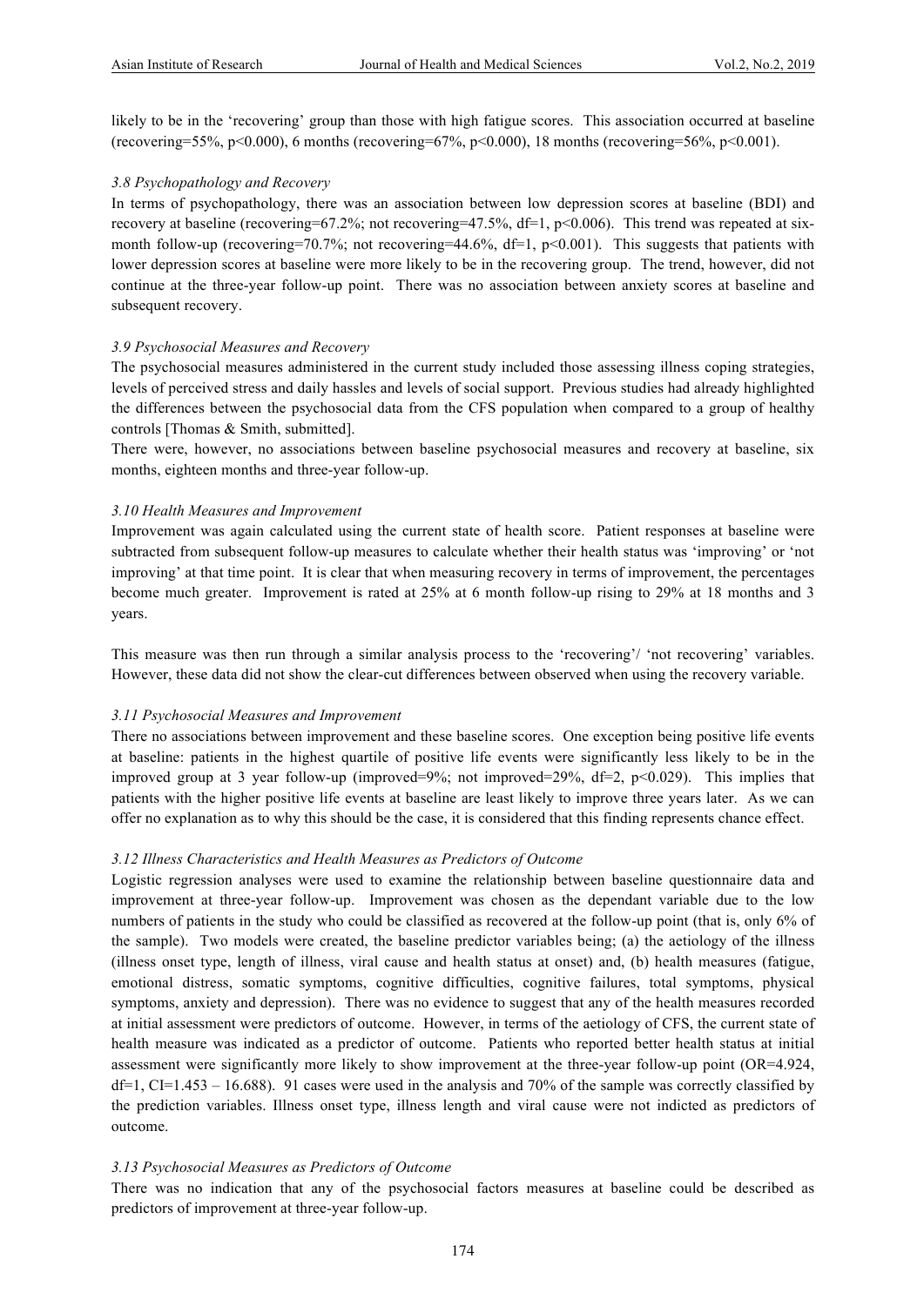likely to be in the 'recovering' group than those with high fatigue scores. This association occurred at baseline (recovering=55%, $p<0.000$), 6 months (recovering=67%, $p<0.000$), 18 months (recovering=56%, $p<0.001$).

### *3.8 Psychopathology and Recovery*

In terms of psychopathology, there was an association between low depression scores at baseline (BDI) and recovery at baseline (recovering=67.2%; not recovering=47.5%, df=1, $p<0.006$). This trend was repeated at six-month follow-up (recovering=70.7%; not recovering=44.6%, df=1, $p<0.001$). This suggests that patients with lower depression scores at baseline were more likely to be in the recovering group. The trend, however, did not continue at the three-year follow-up point. There was no association between anxiety scores at baseline and subsequent recovery.

### *3.9 Psychosocial Measures and Recovery*

The psychosocial measures administered in the current study included those assessing illness coping strategies, levels of perceived stress and daily hassles and levels of social support. Previous studies had already highlighted the differences between the psychosocial data from the CFS population when compared to a group of healthy controls [Thomas & Smith, submitted].

There were, however, no associations between baseline psychosocial measures and recovery at baseline, six months, eighteen months and three-year follow-up.

### *3.10 Health Measures and Improvement*

Improvement was again calculated using the current state of health score. Patient responses at baseline were subtracted from subsequent follow-up measures to calculate whether their health status was 'improving' or 'not improving' at that time point. It is clear that when measuring recovery in terms of improvement, the percentages become much greater. Improvement is rated at 25% at 6 month follow-up rising to 29% at 18 months and 3 years.

This measure was then run through a similar analysis process to the 'recovering'/ 'not recovering' variables. However, these data did not show the clear-cut differences between observed when using the recovery variable.

### *3.11 Psychosocial Measures and Improvement*

There no associations between improvement and these baseline scores. One exception being positive life events at baseline: patients in the highest quartile of positive life events were significantly less likely to be in the improved group at 3 year follow-up (improved=9%; not improved=29%, df=2, $p<0.029$). This implies that patients with the higher positive life events at baseline are least likely to improve three years later. As we can offer no explanation as to why this should be the case, it is considered that this finding represents chance effect.

### *3.12 Illness Characteristics and Health Measures as Predictors of Outcome*

Logistic regression analyses were used to examine the relationship between baseline questionnaire data and improvement at three-year follow-up. Improvement was chosen as the dependant variable due to the low numbers of patients in the study who could be classified as recovered at the follow-up point (that is, only 6% of the sample). Two models were created, the baseline predictor variables being; (a) the aetiology of the illness (illness onset type, length of illness, viral cause and health status at onset) and, (b) health measures (fatigue, emotional distress, somatic symptoms, cognitive difficulties, cognitive failures, total symptoms, physical symptoms, anxiety and depression). There was no evidence to suggest that any of the health measures recorded at initial assessment were predictors of outcome. However, in terms of the aetiology of CFS, the current state of health measure was indicated as a predictor of outcome. Patients who reported better health status at initial assessment were significantly more likely to show improvement at the three-year follow-up point (OR=4.924, df=1, CI=1.453 – 16.688). 91 cases were used in the analysis and 70% of the sample was correctly classified by the prediction variables. Illness onset type, illness length and viral cause were not indicted as predictors of outcome.

### *3.13 Psychosocial Measures as Predictors of Outcome*

There was no indication that any of the psychosocial factors measures at baseline could be described as predictors of improvement at three-year follow-up.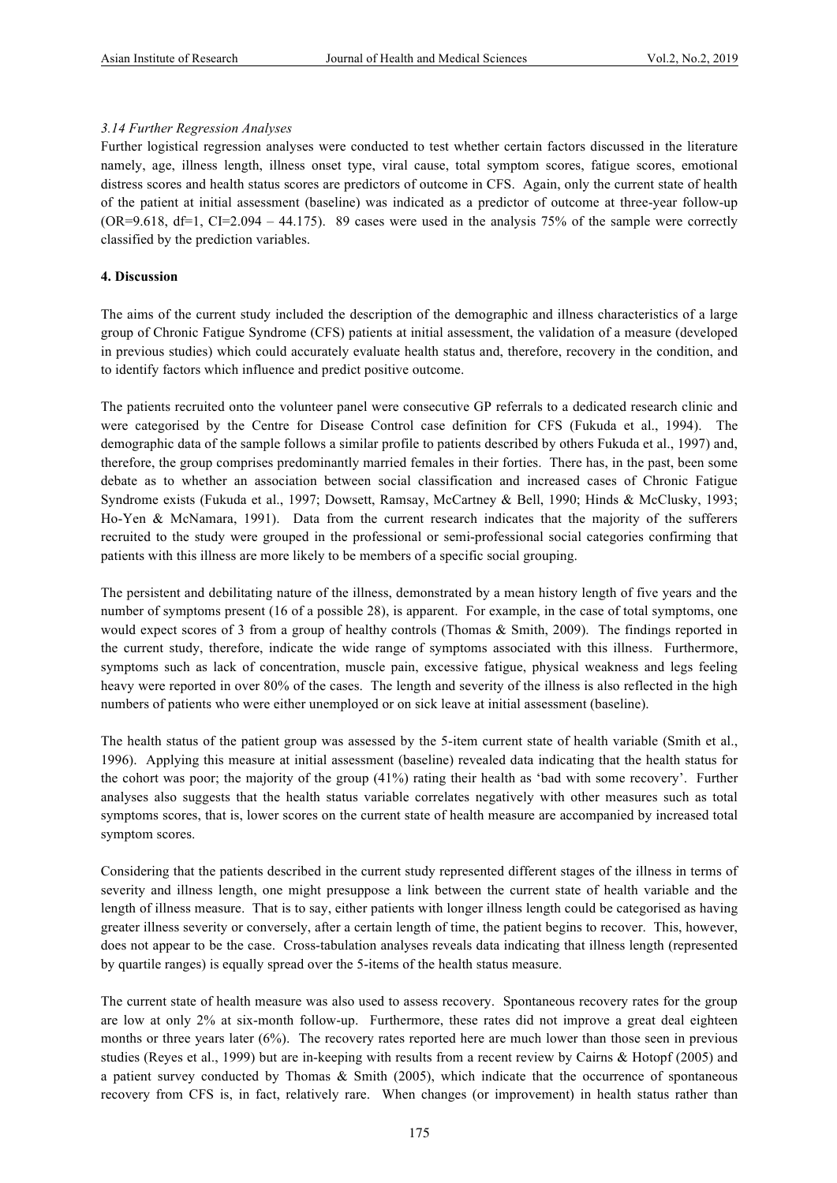*3.14 Further Regression Analyses*

Further logistical regression analyses were conducted to test whether certain factors discussed in the literature namely, age, illness length, illness onset type, viral cause, total symptom scores, fatigue scores, emotional distress scores and health status scores are predictors of outcome in CFS. Again, only the current state of health of the patient at initial assessment (baseline) was indicated as a predictor of outcome at three-year follow-up (OR=9.618, df=1, CI=2.094 – 44.175). 89 cases were used in the analysis 75% of the sample were correctly classified by the prediction variables.

## 4. Discussion

The aims of the current study included the description of the demographic and illness characteristics of a large group of Chronic Fatigue Syndrome (CFS) patients at initial assessment, the validation of a measure (developed in previous studies) which could accurately evaluate health status and, therefore, recovery in the condition, and to identify factors which influence and predict positive outcome.

The patients recruited onto the volunteer panel were consecutive GP referrals to a dedicated research clinic and were categorised by the Centre for Disease Control case definition for CFS (Fukuda et al., 1994). The demographic data of the sample follows a similar profile to patients described by others Fukuda et al., 1997) and, therefore, the group comprises predominantly married females in their forties. There has, in the past, been some debate as to whether an association between social classification and increased cases of Chronic Fatigue Syndrome exists (Fukuda et al., 1997; Dowsett, Ramsay, McCartney & Bell, 1990; Hinds & McClusky, 1993; Ho-Yen & McNamara, 1991). Data from the current research indicates that the majority of the sufferers recruited to the study were grouped in the professional or semi-professional social categories confirming that patients with this illness are more likely to be members of a specific social grouping.

The persistent and debilitating nature of the illness, demonstrated by a mean history length of five years and the number of symptoms present (16 of a possible 28), is apparent. For example, in the case of total symptoms, one would expect scores of 3 from a group of healthy controls (Thomas & Smith, 2009). The findings reported in the current study, therefore, indicate the wide range of symptoms associated with this illness. Furthermore, symptoms such as lack of concentration, muscle pain, excessive fatigue, physical weakness and legs feeling heavy were reported in over 80% of the cases. The length and severity of the illness is also reflected in the high numbers of patients who were either unemployed or on sick leave at initial assessment (baseline).

The health status of the patient group was assessed by the 5-item current state of health variable (Smith et al., 1996). Applying this measure at initial assessment (baseline) revealed data indicating that the health status for the cohort was poor; the majority of the group (41%) rating their health as 'bad with some recovery'. Further analyses also suggests that the health status variable correlates negatively with other measures such as total symptoms scores, that is, lower scores on the current state of health measure are accompanied by increased total symptom scores.

Considering that the patients described in the current study represented different stages of the illness in terms of severity and illness length, one might presuppose a link between the current state of health variable and the length of illness measure. That is to say, either patients with longer illness length could be categorised as having greater illness severity or conversely, after a certain length of time, the patient begins to recover. This, however, does not appear to be the case. Cross-tabulation analyses reveals data indicating that illness length (represented by quartile ranges) is equally spread over the 5-items of the health status measure.

The current state of health measure was also used to assess recovery. Spontaneous recovery rates for the group are low at only 2% at six-month follow-up. Furthermore, these rates did not improve a great deal eighteen months or three years later (6%). The recovery rates reported here are much lower than those seen in previous studies (Reyes et al., 1999) but are in-keeping with results from a recent review by Cairns & Hotopf (2005) and a patient survey conducted by Thomas & Smith (2005), which indicate that the occurrence of spontaneous recovery from CFS is, in fact, relatively rare. When changes (or improvement) in health status rather than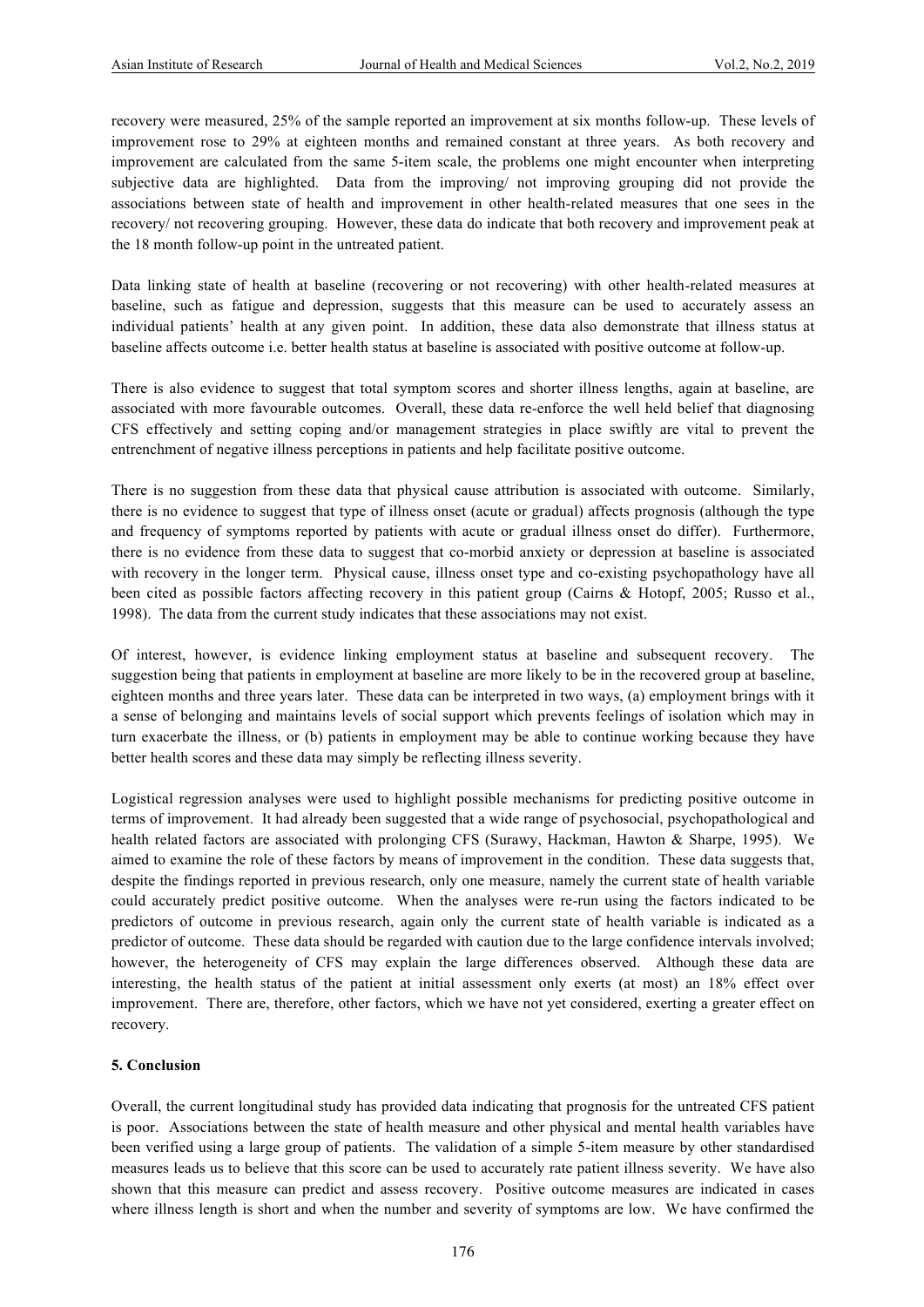recovery were measured, 25% of the sample reported an improvement at six months follow-up. These levels of improvement rose to 29% at eighteen months and remained constant at three years. As both recovery and improvement are calculated from the same 5-item scale, the problems one might encounter when interpreting subjective data are highlighted. Data from the improving/ not improving grouping did not provide the associations between state of health and improvement in other health-related measures that one sees in the recovery/ not recovering grouping. However, these data do indicate that both recovery and improvement peak at the 18 month follow-up point in the untreated patient.

Data linking state of health at baseline (recovering or not recovering) with other health-related measures at baseline, such as fatigue and depression, suggests that this measure can be used to accurately assess an individual patients' health at any given point. In addition, these data also demonstrate that illness status at baseline affects outcome i.e. better health status at baseline is associated with positive outcome at follow-up.

There is also evidence to suggest that total symptom scores and shorter illness lengths, again at baseline, are associated with more favourable outcomes. Overall, these data re-enforce the well held belief that diagnosing CFS effectively and setting coping and/or management strategies in place swiftly are vital to prevent the entrenchment of negative illness perceptions in patients and help facilitate positive outcome.

There is no suggestion from these data that physical cause attribution is associated with outcome. Similarly, there is no evidence to suggest that type of illness onset (acute or gradual) affects prognosis (although the type and frequency of symptoms reported by patients with acute or gradual illness onset do differ). Furthermore, there is no evidence from these data to suggest that co-morbid anxiety or depression at baseline is associated with recovery in the longer term. Physical cause, illness onset type and co-existing psychopathology have all been cited as possible factors affecting recovery in this patient group (Cairns & Hotopf, 2005; Russo et al., 1998). The data from the current study indicates that these associations may not exist.

Of interest, however, is evidence linking employment status at baseline and subsequent recovery. The suggestion being that patients in employment at baseline are more likely to be in the recovered group at baseline, eighteen months and three years later. These data can be interpreted in two ways, (a) employment brings with it a sense of belonging and maintains levels of social support which prevents feelings of isolation which may in turn exacerbate the illness, or (b) patients in employment may be able to continue working because they have better health scores and these data may simply be reflecting illness severity.

Logistical regression analyses were used to highlight possible mechanisms for predicting positive outcome in terms of improvement. It had already been suggested that a wide range of psychosocial, psychopathological and health related factors are associated with prolonging CFS (Surawy, Hackman, Hawton & Sharpe, 1995). We aimed to examine the role of these factors by means of improvement in the condition. These data suggests that, despite the findings reported in previous research, only one measure, namely the current state of health variable could accurately predict positive outcome. When the analyses were re-run using the factors indicated to be predictors of outcome in previous research, again only the current state of health variable is indicated as a predictor of outcome. These data should be regarded with caution due to the large confidence intervals involved; however, the heterogeneity of CFS may explain the large differences observed. Although these data are interesting, the health status of the patient at initial assessment only exerts (at most) an 18% effect over improvement. There are, therefore, other factors, which we have not yet considered, exerting a greater effect on recovery.

## 5. Conclusion

Overall, the current longitudinal study has provided data indicating that prognosis for the untreated CFS patient is poor. Associations between the state of health measure and other physical and mental health variables have been verified using a large group of patients. The validation of a simple 5-item measure by other standardised measures leads us to believe that this score can be used to accurately rate patient illness severity. We have also shown that this measure can predict and assess recovery. Positive outcome measures are indicated in cases where illness length is short and when the number and severity of symptoms are low. We have confirmed the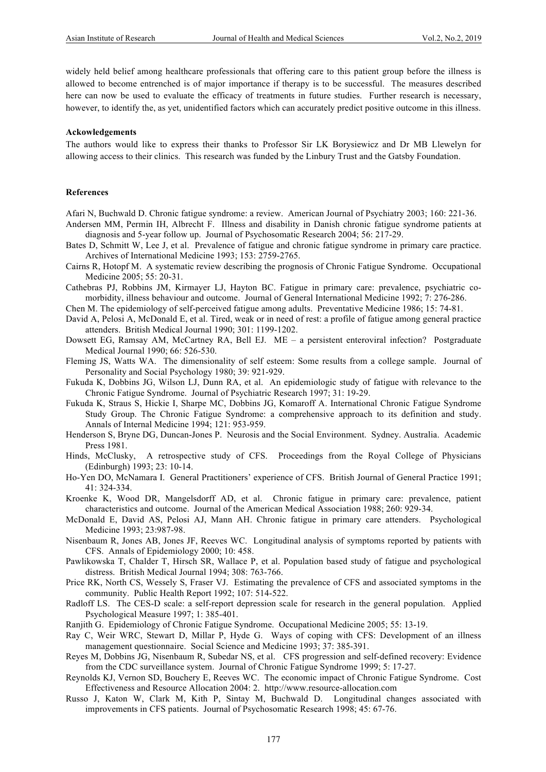widely held belief among healthcare professionals that offering care to this patient group before the illness is allowed to become entrenched is of major importance if therapy is to be successful. The measures described here can now be used to evaluate the efficacy of treatments in future studies. Further research is necessary, however, to identify the, as yet, unidentified factors which can accurately predict positive outcome in this illness.

**Ackowledgements**

The authors would like to express their thanks to Professor Sir LK Borysiewicz and Dr MB Llewelyn for allowing access to their clinics. This research was funded by the Linbury Trust and the Gatsby Foundation.

**References**

Afari N, Buchwald D. Chronic fatigue syndrome: a review. American Journal of Psychiatry 2003; 160: 221-36.

Andersen MM, Permin IH, Albrecht F. Illness and disability in Danish chronic fatigue syndrome patients at diagnosis and 5-year follow up. Journal of Psychosomatic Research 2004; 56: 217-29.

Bates D, Schmitt W, Lee J, et al. Prevalence of fatigue and chronic fatigue syndrome in primary care practice. Archives of International Medicine 1993; 153: 2759-2765.

Cairns R, Hotopf M. A systematic review describing the prognosis of Chronic Fatigue Syndrome. Occupational Medicine 2005; 55: 20-31.

Cathebras PJ, Robbins JM, Kirmayer LJ, Hayton BC. Fatigue in primary care: prevalence, psychiatric co-morbidity, illness behaviour and outcome. Journal of General International Medicine 1992; 7: 276-286.

Chen M. The epidemiology of self-perceived fatigue among adults. Preventative Medicine 1986; 15: 74-81.

David A, Pelosi A, McDonald E, et al. Tired, weak or in need of rest: a profile of fatigue among general practice attenders. British Medical Journal 1990; 301: 1199-1202.

Dowsett EG, Ramsay AM, McCartney RA, Bell EJ. ME – a persistent enteroviral infection? Postgraduate Medical Journal 1990; 66: 526-530.

Fleming JS, Watts WA. The dimensionality of self esteem: Some results from a college sample. Journal of Personality and Social Psychology 1980; 39: 921-929.

Fukuda K, Dobbins JG, Wilson LJ, Dunn RA, et al. An epidemiologic study of fatigue with relevance to the Chronic Fatigue Syndrome. Journal of Psychiatric Research 1997; 31: 19-29.

Fukuda K, Straus S, Hickie I, Sharpe MC, Dobbins JG, Komaroff A. International Chronic Fatigue Syndrome Study Group. The Chronic Fatigue Syndrome: a comprehensive approach to its definition and study. Annals of Internal Medicine 1994; 121: 953-959.

Henderson S, Bryne DG, Duncan-Jones P. Neurosis and the Social Environment. Sydney. Australia. Academic Press 1981.

Hinds, McClusky, A retrospective study of CFS. Proceedings from the Royal College of Physicians (Edinburgh) 1993; 23: 10-14.

Ho-Yen DO, McNamara I. General Practitioners' experience of CFS. British Journal of General Practice 1991; 41: 324-334.

Kroenke K, Wood DR, Mangelsdorff AD, et al. Chronic fatigue in primary care: prevalence, patient characteristics and outcome. Journal of the American Medical Association 1988; 260: 929-34.

McDonald E, David AS, Pelosi AJ, Mann AH. Chronic fatigue in primary care attenders. Psychological Medicine 1993; 23:987-98.

Nisenbaum R, Jones AB, Jones JF, Reeves WC. Longitudinal analysis of symptoms reported by patients with CFS. Annals of Epidemiology 2000; 10: 458.

Pawlikowska T, Chalder T, Hirsch SR, Wallace P, et al. Population based study of fatigue and psychological distress. British Medical Journal 1994; 308: 763-766.

Price RK, North CS, Wessely S, Fraser VJ. Estimating the prevalence of CFS and associated symptoms in the community. Public Health Report 1992; 107: 514-522.

Radloff LS. The CES-D scale: a self-report depression scale for research in the general population. Applied Psychological Measure 1997; 1: 385-401.

Ranjith G. Epidemiology of Chronic Fatigue Syndrome. Occupational Medicine 2005; 55: 13-19.

Ray C, Weir WRC, Stewart D, Millar P, Hyde G. Ways of coping with CFS: Development of an illness management questionnaire. Social Science and Medicine 1993; 37: 385-391.

Reyes M, Dobbins JG, Nisenbaum R, Subedar NS, et al. CFS progression and self-defined recovery: Evidence from the CDC surveillance system. Journal of Chronic Fatigue Syndrome 1999; 5: 17-27.

Reynolds KJ, Vernon SD, Bouchery E, Reeves WC. The economic impact of Chronic Fatigue Syndrome. Cost Effectiveness and Resource Allocation 2004: 2. http://www.resource-allocation.com

Russo J, Katon W, Clark M, Kith P, Sintay M, Buchwald D. Longitudinal changes associated with improvements in CFS patients. Journal of Psychosomatic Research 1998; 45: 67-76.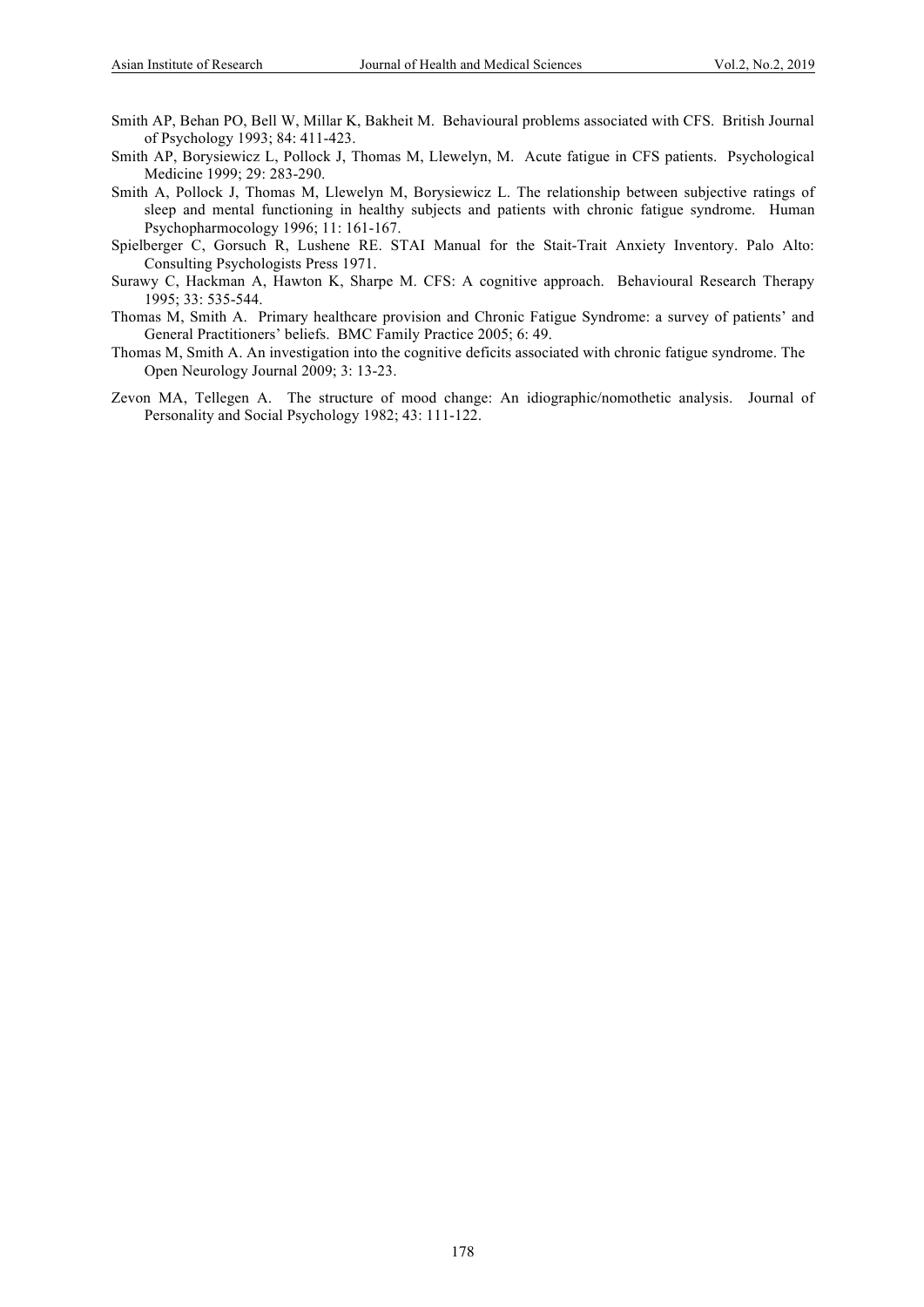Smith AP, Behan PO, Bell W, Millar K, Bakheit M. Behavioural problems associated with CFS. British Journal of Psychology 1993; 84: 411-423.

Smith AP, Borysiewicz L, Pollock J, Thomas M, Llewelyn, M. Acute fatigue in CFS patients. Psychological Medicine 1999; 29: 283-290.

Smith A, Pollock J, Thomas M, Llewelyn M, Borysiewicz L. The relationship between subjective ratings of sleep and mental functioning in healthy subjects and patients with chronic fatigue syndrome. Human Psychopharmocology 1996; 11: 161-167.

Spielberger C, Gorsuch R, Lushene RE. STAI Manual for the Stait-Trait Anxiety Inventory. Palo Alto: Consulting Psychologists Press 1971.

Surawy C, Hackman A, Hawton K, Sharpe M. CFS: A cognitive approach. Behavioural Research Therapy 1995; 33: 535-544.

Thomas M, Smith A. Primary healthcare provision and Chronic Fatigue Syndrome: a survey of patients' and General Practitioners' beliefs. BMC Family Practice 2005; 6: 49.

Thomas M, Smith A. An investigation into the cognitive deficits associated with chronic fatigue syndrome. The Open Neurology Journal 2009; 3: 13-23.

Zevon MA, Tellegen A. The structure of mood change: An idiographic/nomothetic analysis. Journal of Personality and Social Psychology 1982; 43: 111-122.